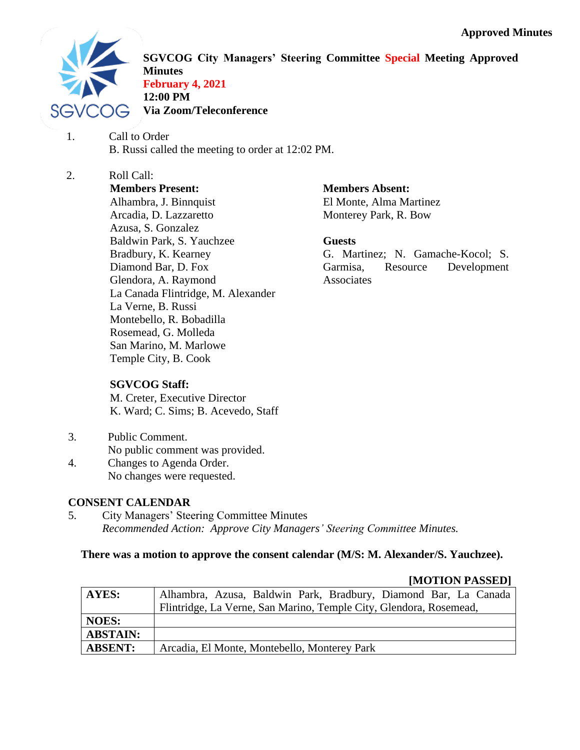Approved Minutes

# SGVCOG City Managers' Steering Committee Special Meeting Approved Minutes

**February 4, 2021**
**12:00 PM**
**Via Zoom/Teleconference**

1. Call to Order
   B. Russi called the meeting to order at 12:02 PM.

2. Roll Call:

   **Members Present:**
   Alhambra, J. Binnquist
   Arcadia, D. Lazzaretto
   Azusa, S. Gonzalez
   Baldwin Park, S. Yauchzee
   Bradbury, K. Kearney
   Diamond Bar, D. Fox
   Glendora, A. Raymond
   La Canada Flintridge, M. Alexander
   La Verne, B. Russi
   Montebello, R. Bobadilla
   Rosemead, G. Molleda
   San Marino, M. Marlowe
   Temple City, B. Cook

   **Members Absent:**
   El Monte, Alma Martinez
   Monterey Park, R. Bow

   **Guests**
   G. Martinez; N. Gamache-Kocol; S. Garmisa, Resource Development Associates

   **SGVCOG Staff:**
   M. Creter, Executive Director
   K. Ward; C. Sims; B. Acevedo, Staff

3. Public Comment.
   No public comment was provided.

4. Changes to Agenda Order.
   No changes were requested.

## CONSENT CALENDAR

5. City Managers' Steering Committee Minutes
   *Recommended Action: Approve City Managers' Steering Committee Minutes.*

**There was a motion to approve the consent calendar (M/S: M. Alexander/S. Yauchzee).**

**[MOTION PASSED]**

| | |
|---|---|
| **AYES:** | Alhambra, Azusa, Baldwin Park, Bradbury, Diamond Bar, La Canada Flintridge, La Verne, San Marino, Temple City, Glendora, Rosemead, |
| **NOES:** | |
| **ABSTAIN:** | |
| **ABSENT:** | Arcadia, El Monte, Montebello, Monterey Park |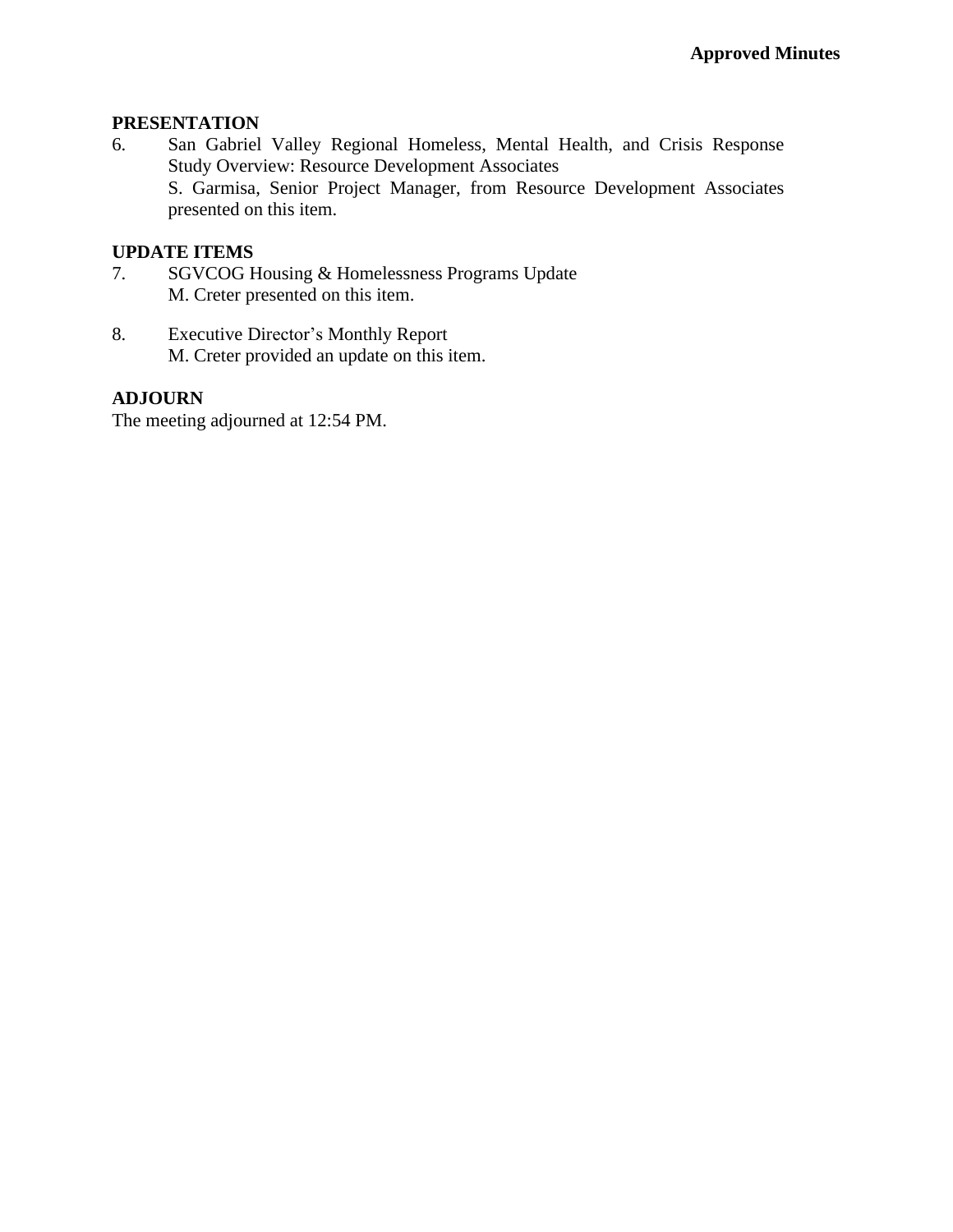**Approved Minutes**

**PRESENTATION**

6. San Gabriel Valley Regional Homeless, Mental Health, and Crisis Response Study Overview: Resource Development Associates
   S. Garmisa, Senior Project Manager, from Resource Development Associates presented on this item.

**UPDATE ITEMS**

7. SGVCOG Housing & Homelessness Programs Update
   M. Creter presented on this item.

8. Executive Director's Monthly Report
   M. Creter provided an update on this item.

**ADJOURN**

The meeting adjourned at 12:54 PM.